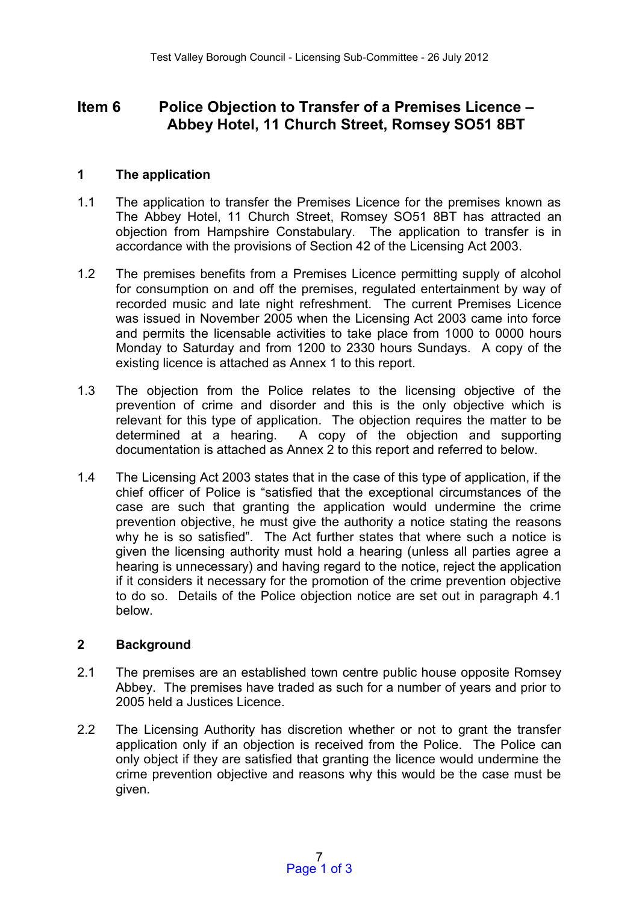# Item 6 Police Objection to Transfer of a Premises Licence – Abbey Hotel, 11 Church Street, Romsey SO51 8BT

## 1 The application

1.1 The application to transfer the Premises Licence for the premises known as The Abbey Hotel, 11 Church Street, Romsey SO51 8BT has attracted an objection from Hampshire Constabulary. The application to transfer is in accordance with the provisions of Section 42 of the Licensing Act 2003.

1.2 The premises benefits from a Premises Licence permitting supply of alcohol for consumption on and off the premises, regulated entertainment by way of recorded music and late night refreshment. The current Premises Licence was issued in November 2005 when the Licensing Act 2003 came into force and permits the licensable activities to take place from 1000 to 0000 hours Monday to Saturday and from 1200 to 2330 hours Sundays. A copy of the existing licence is attached as Annex 1 to this report.

1.3 The objection from the Police relates to the licensing objective of the prevention of crime and disorder and this is the only objective which is relevant for this type of application. The objection requires the matter to be determined at a hearing. A copy of the objection and supporting documentation is attached as Annex 2 to this report and referred to below.

1.4 The Licensing Act 2003 states that in the case of this type of application, if the chief officer of Police is "satisfied that the exceptional circumstances of the case are such that granting the application would undermine the crime prevention objective, he must give the authority a notice stating the reasons why he is so satisfied". The Act further states that where such a notice is given the licensing authority must hold a hearing (unless all parties agree a hearing is unnecessary) and having regard to the notice, reject the application if it considers it necessary for the promotion of the crime prevention objective to do so. Details of the Police objection notice are set out in paragraph 4.1 below.

## 2 Background

2.1 The premises are an established town centre public house opposite Romsey Abbey. The premises have traded as such for a number of years and prior to 2005 held a Justices Licence.

2.2 The Licensing Authority has discretion whether or not to grant the transfer application only if an objection is received from the Police. The Police can only object if they are satisfied that granting the licence would undermine the crime prevention objective and reasons why this would be the case must be given.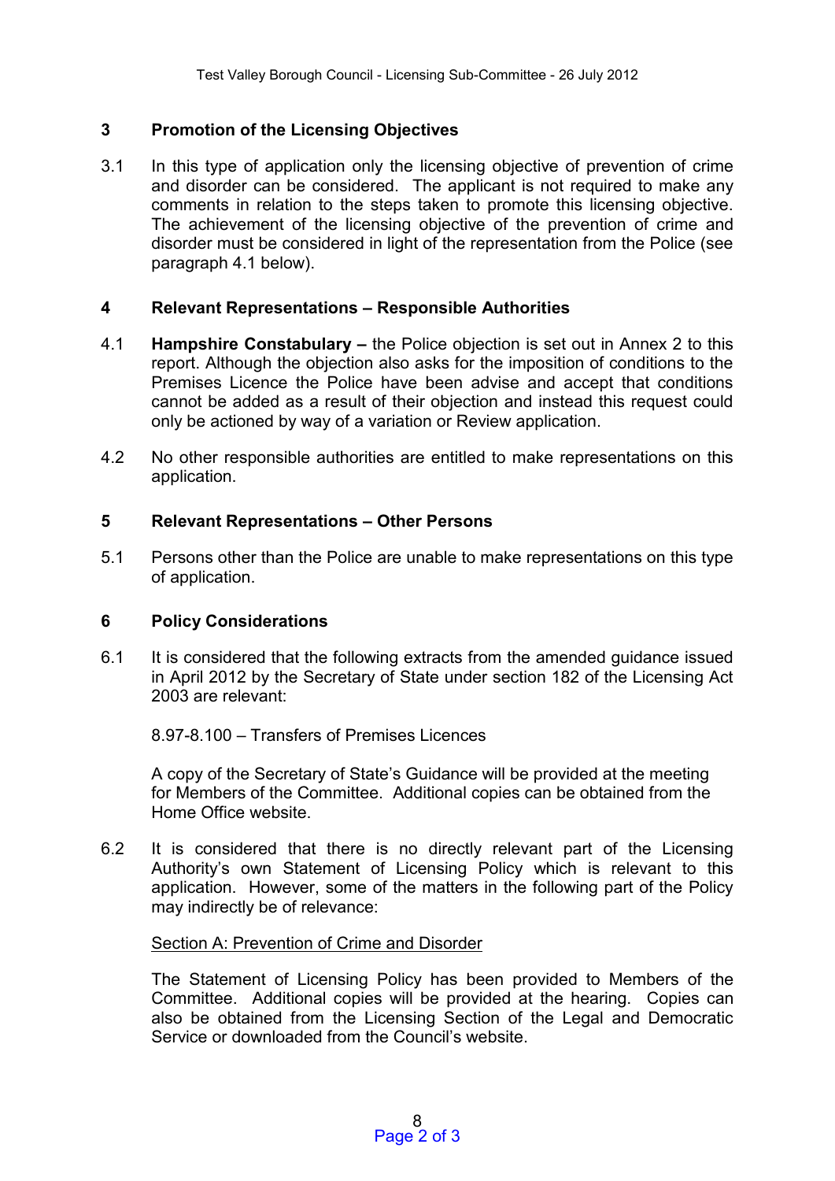## 3 Promotion of the Licensing Objectives

3.1 In this type of application only the licensing objective of prevention of crime and disorder can be considered. The applicant is not required to make any comments in relation to the steps taken to promote this licensing objective. The achievement of the licensing objective of the prevention of crime and disorder must be considered in light of the representation from the Police (see paragraph 4.1 below).

## 4 Relevant Representations – Responsible Authorities

4.1 **Hampshire Constabulary –** the Police objection is set out in Annex 2 to this report. Although the objection also asks for the imposition of conditions to the Premises Licence the Police have been advise and accept that conditions cannot be added as a result of their objection and instead this request could only be actioned by way of a variation or Review application.

4.2 No other responsible authorities are entitled to make representations on this application.

## 5 Relevant Representations – Other Persons

5.1 Persons other than the Police are unable to make representations on this type of application.

## 6 Policy Considerations

6.1 It is considered that the following extracts from the amended guidance issued in April 2012 by the Secretary of State under section 182 of the Licensing Act 2003 are relevant:

8.97-8.100 – Transfers of Premises Licences

A copy of the Secretary of State's Guidance will be provided at the meeting for Members of the Committee. Additional copies can be obtained from the Home Office website.

6.2 It is considered that there is no directly relevant part of the Licensing Authority's own Statement of Licensing Policy which is relevant to this application. However, some of the matters in the following part of the Policy may indirectly be of relevance:

Section A: Prevention of Crime and Disorder

The Statement of Licensing Policy has been provided to Members of the Committee. Additional copies will be provided at the hearing. Copies can also be obtained from the Licensing Section of the Legal and Democratic Service or downloaded from the Council's website.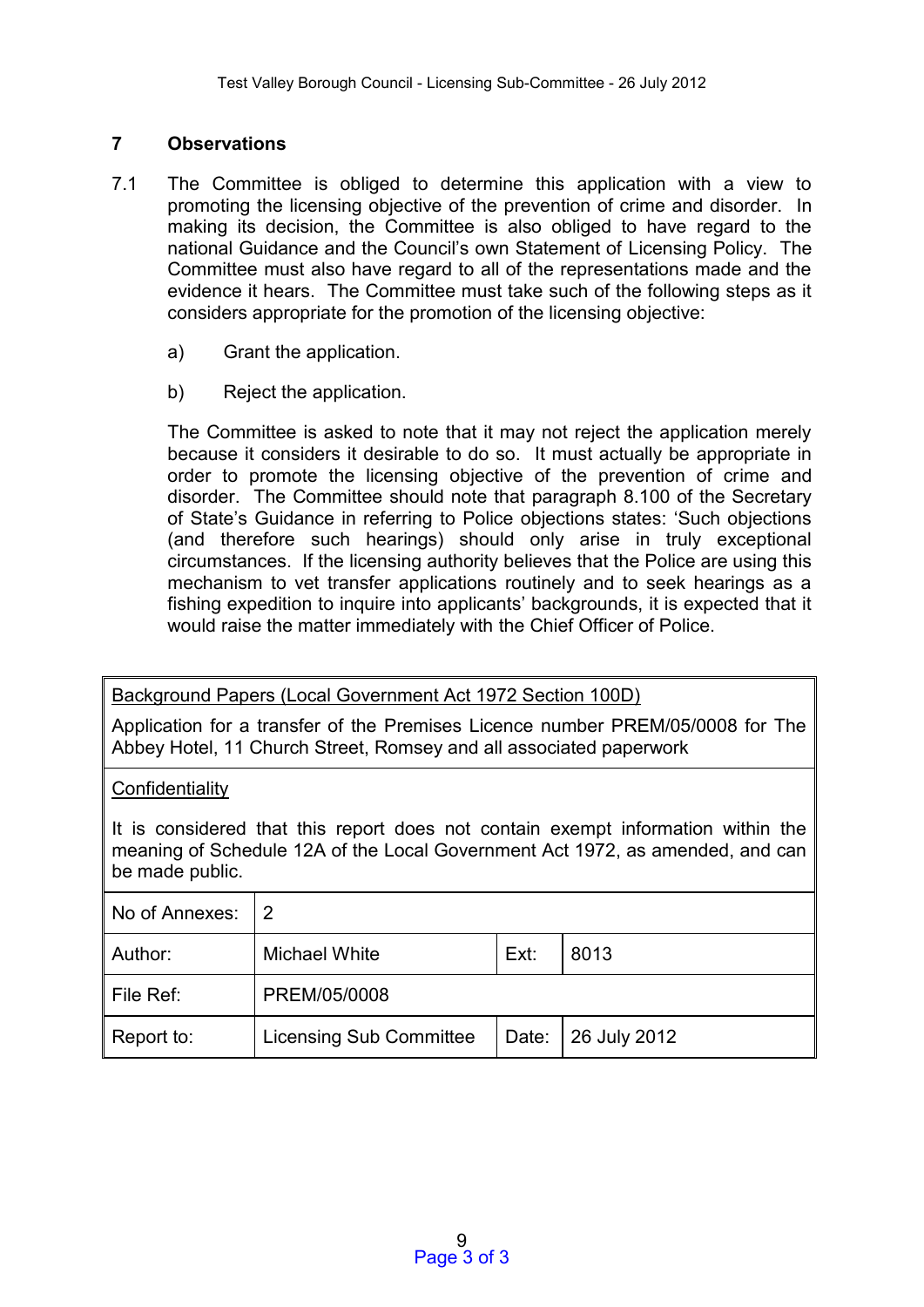## 7 Observations

7.1 The Committee is obliged to determine this application with a view to promoting the licensing objective of the prevention of crime and disorder. In making its decision, the Committee is also obliged to have regard to the national Guidance and the Council's own Statement of Licensing Policy. The Committee must also have regard to all of the representations made and the evidence it hears. The Committee must take such of the following steps as it considers appropriate for the promotion of the licensing objective:

a) Grant the application.

b) Reject the application.

The Committee is asked to note that it may not reject the application merely because it considers it desirable to do so. It must actually be appropriate in order to promote the licensing objective of the prevention of crime and disorder. The Committee should note that paragraph 8.100 of the Secretary of State's Guidance in referring to Police objections states: 'Such objections (and therefore such hearings) should only arise in truly exceptional circumstances. If the licensing authority believes that the Police are using this mechanism to vet transfer applications routinely and to seek hearings as a fishing expedition to inquire into applicants' backgrounds, it is expected that it would raise the matter immediately with the Chief Officer of Police.

| | | | |
|---|---|---|---|
| Background Papers (Local Government Act 1972 Section 100D) | | | |
| Application for a transfer of the Premises Licence number PREM/05/0008 for The Abbey Hotel, 11 Church Street, Romsey and all associated paperwork | | | |
| Confidentiality | | | |
| It is considered that this report does not contain exempt information within the meaning of Schedule 12A of the Local Government Act 1972, as amended, and can be made public. | | | |
| No of Annexes: | 2 | | |
| Author: | Michael White | Ext: | 8013 |
| File Ref: | PREM/05/0008 | | |
| Report to: | Licensing Sub Committee | Date: | 26 July 2012 |